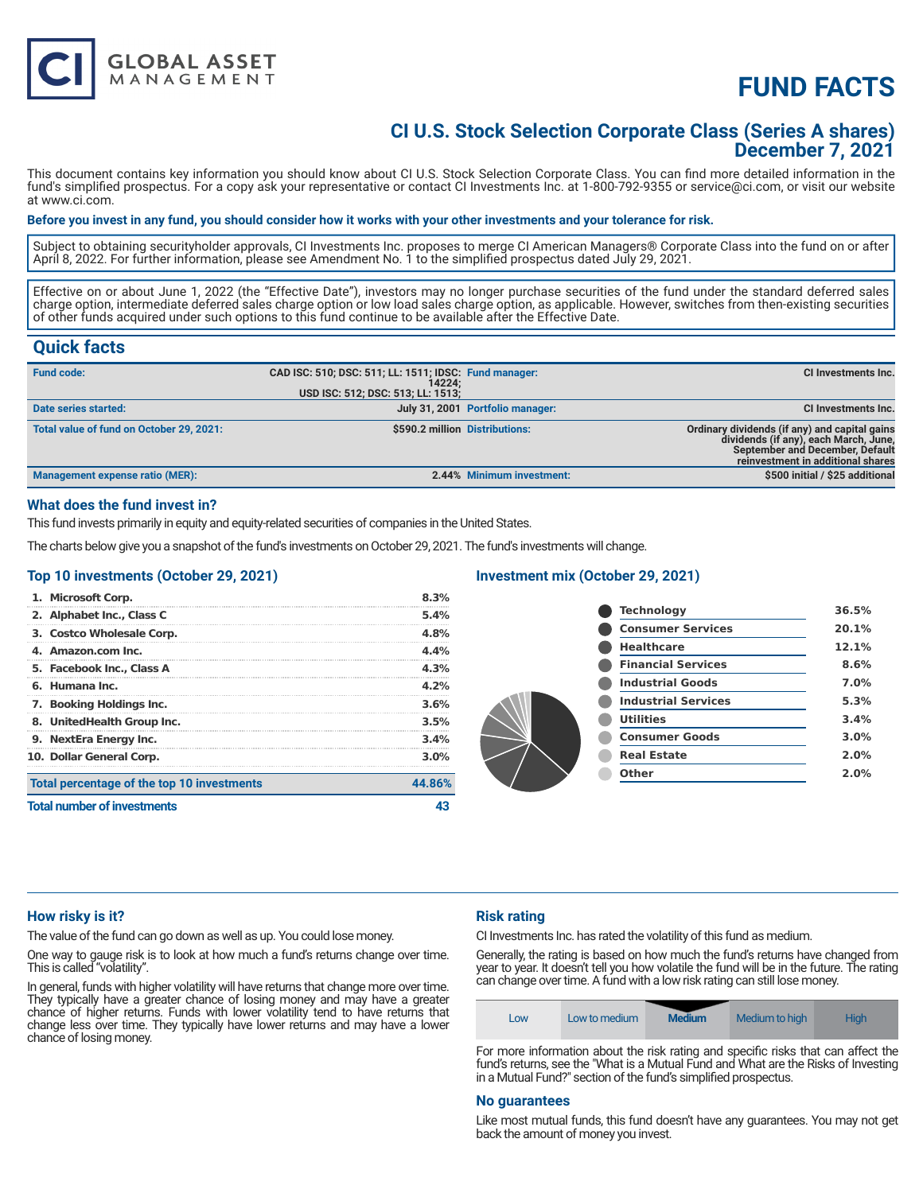# FUND FACTS

## CI U.S. Stock Selection Corporate Class (Series A shares)
## December 7, 2021

This document contains key information you should know about CI U.S. Stock Selection Corporate Class. You can find more detailed information in the fund's simplified prospectus. For a copy ask your representative or contact CI Investments Inc. at 1-800-792-9355 or service@ci.com, or visit our website at www.ci.com.

**Before you invest in any fund, you should consider how it works with your other investments and your tolerance for risk.**

Subject to obtaining securityholder approvals, CI Investments Inc. proposes to merge CI American Managers® Corporate Class into the fund on or after April 8, 2022. For further information, please see Amendment No. 1 to the simplified prospectus dated July 29, 2021.

Effective on or about June 1, 2022 (the "Effective Date"), investors may no longer purchase securities of the fund under the standard deferred sales charge option, intermediate deferred sales charge option or low load sales charge option, as applicable. However, switches from then-existing securities of other funds acquired under such options to this fund continue to be available after the Effective Date.

## Quick facts

| | | | |
|---|---|---|---|
| **Fund code:** | CAD ISC: 510; DSC: 511; LL: 1511; IDSC: 14224; USD ISC: 512; DSC: 513; LL: 1513; | **Fund manager:** | CI Investments Inc. |
| **Date series started:** | July 31, 2001 | **Portfolio manager:** | CI Investments Inc. |
| **Total value of fund on October 29, 2021:** | $590.2 million | **Distributions:** | Ordinary dividends (if any) and capital gains dividends (if any), each March, June, September and December, Default reinvestment in additional shares |
| **Management expense ratio (MER):** | 2.44% | **Minimum investment:** | $500 initial / $25 additional |

### What does the fund invest in?

This fund invests primarily in equity and equity-related securities of companies in the United States.

The charts below give you a snapshot of the fund's investments on October 29, 2021. The fund's investments will change.

### Top 10 investments (October 29, 2021)

| | |
|---|---|
| 1. Microsoft Corp. | 8.3% |
| 2. Alphabet Inc., Class C | 5.4% |
| 3. Costco Wholesale Corp. | 4.8% |
| 4. Amazon.com Inc. | 4.4% |
| 5. Facebook Inc., Class A | 4.3% |
| 6. Humana Inc. | 4.2% |
| 7. Booking Holdings Inc. | 3.6% |
| 8. UnitedHealth Group Inc. | 3.5% |
| 9. NextEra Energy Inc. | 3.4% |
| 10. Dollar General Corp. | 3.0% |
| **Total percentage of the top 10 investments** | **44.86%** |
| **Total number of investments** | **43** |

### Investment mix (October 29, 2021)

| | |
|---|---|
| Technology | 36.5% |
| Consumer Services | 20.1% |
| Healthcare | 12.1% |
| Financial Services | 8.6% |
| Industrial Goods | 7.0% |
| Industrial Services | 5.3% |
| Utilities | 3.4% |
| Consumer Goods | 3.0% |
| Real Estate | 2.0% |
| Other | 2.0% |

### How risky is it?

The value of the fund can go down as well as up. You could lose money.

One way to gauge risk is to look at how much a fund's returns change over time. This is called "volatility".

In general, funds with higher volatility will have returns that change more over time. They typically have a greater chance of losing money and may have a greater chance of higher returns. Funds with lower volatility tend to have returns that change less over time. They typically have lower returns and may have a lower chance of losing money.

### Risk rating

CI Investments Inc. has rated the volatility of this fund as medium.

Generally, the rating is based on how much the fund's returns have changed from year to year. It doesn't tell you how volatile the fund will be in the future. The rating can change over time. A fund with a low risk rating can still lose money.

| Low | Low to medium | **Medium** | Medium to high | High |
|---|---|---|---|---|

For more information about the risk rating and specific risks that can affect the fund's returns, see the "What is a Mutual Fund and What are the Risks of Investing in a Mutual Fund?" section of the fund's simplified prospectus.

### No guarantees

Like most mutual funds, this fund doesn't have any guarantees. You may not get back the amount of money you invest.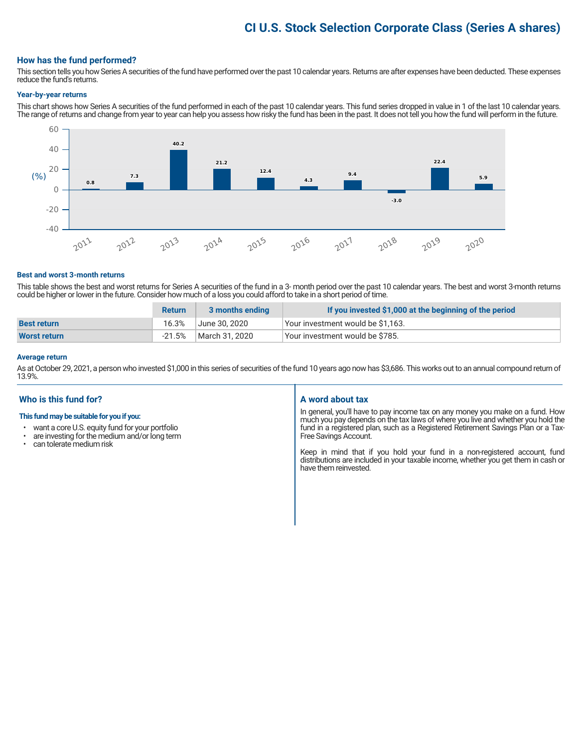# CI U.S. Stock Selection Corporate Class (Series A shares)

## How has the fund performed?

This section tells you how Series A securities of the fund have performed over the past 10 calendar years. Returns are after expenses have been deducted. These expenses reduce the fund's returns.

### Year-by-year returns

This chart shows how Series A securities of the fund performed in each of the past 10 calendar years. This fund series dropped in value in 1 of the last 10 calendar years. The range of returns and change from year to year can help you assess how risky the fund has been in the past. It does not tell you how the fund will perform in the future.

| Year | Return (%) |
|---|---|
| 2011 | 0.8 |
| 2012 | 7.3 |
| 2013 | 40.2 |
| 2014 | 21.2 |
| 2015 | 12.4 |
| 2016 | 4.3 |
| 2017 | 9.4 |
| 2018 | -3.0 |
| 2019 | 22.4 |
| 2020 | 5.9 |

### Best and worst 3-month returns

This table shows the best and worst returns for Series A securities of the fund in a 3- month period over the past 10 calendar years. The best and worst 3-month returns could be higher or lower in the future. Consider how much of a loss you could afford to take in a short period of time.

| | Return | 3 months ending | If you invested $1,000 at the beginning of the period |
|---|---|---|---|
| **Best return** | 16.3% | June 30, 2020 | Your investment would be $1,163. |
| **Worst return** | -21.5% | March 31, 2020 | Your investment would be $785. |

### Average return

As at October 29, 2021, a person who invested $1,000 in this series of securities of the fund 10 years ago now has $3,686. This works out to an annual compound return of 13.9%.

## Who is this fund for?

**This fund may be suitable for you if you:**

- want a core U.S. equity fund for your portfolio
- are investing for the medium and/or long term
- can tolerate medium risk

## A word about tax

In general, you'll have to pay income tax on any money you make on a fund. How much you pay depends on the tax laws of where you live and whether you hold the fund in a registered plan, such as a Registered Retirement Savings Plan or a Tax-Free Savings Account.

Keep in mind that if you hold your fund in a non-registered account, fund distributions are included in your taxable income, whether you get them in cash or have them reinvested.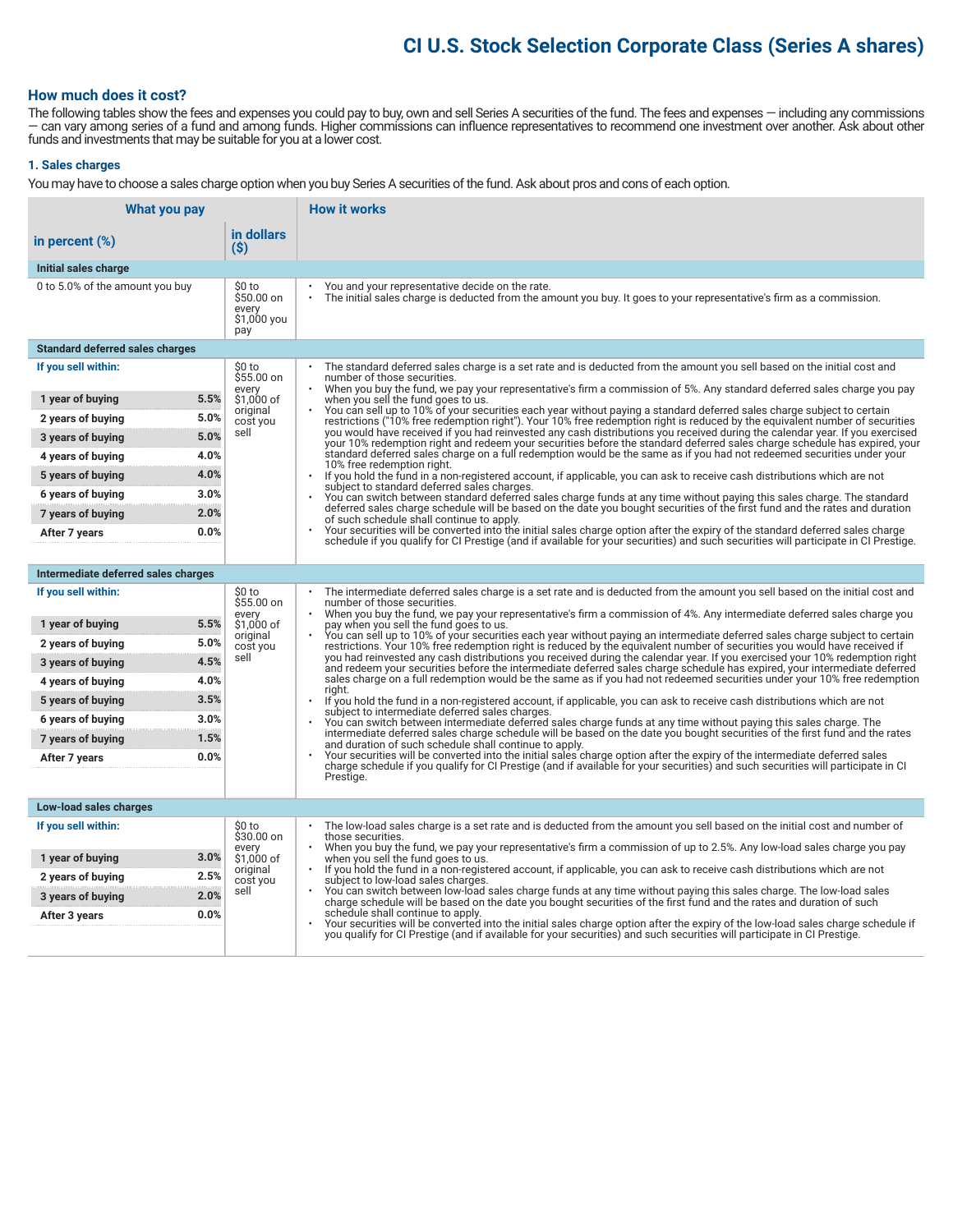# CI U.S. Stock Selection Corporate Class (Series A shares)

## How much does it cost?

The following tables show the fees and expenses you could pay to buy, own and sell Series A securities of the fund. The fees and expenses — including any commissions — can vary among series of a fund and among funds. Higher commissions can influence representatives to recommend one investment over another. Ask about other funds and investments that may be suitable for you at a lower cost.

### 1. Sales charges

You may have to choose a sales charge option when you buy Series A securities of the fund. Ask about pros and cons of each option.

| What you pay in percent (%) | | What you pay in dollars ($) | How it works |
|---|---|---|---|
| **Initial sales charge** | | | |
| 0 to 5.0% of the amount you buy | | $0 to $50.00 on every $1,000 you pay | • You and your representative decide on the rate.<br>• The initial sales charge is deducted from the amount you buy. It goes to your representative's firm as a commission. |
| **Standard deferred sales charges** | | | |
| **If you sell within:** | | $0 to $55.00 on every $1,000 of original cost you sell | • The standard deferred sales charge is a set rate and is deducted from the amount you sell based on the initial cost and number of those securities.<br>• When you buy the fund, we pay your representative's firm a commission of 5%. Any standard deferred sales charge you pay when you sell the fund goes to us.<br>• You can sell up to 10% of your securities each year without paying a standard deferred sales charge subject to certain restrictions ("10% free redemption right"). Your 10% free redemption right is reduced by the equivalent number of securities you would have received if you had reinvested any cash distributions you received during the calendar year. If you exercised your 10% redemption right and redeem your securities before the standard deferred sales charge schedule has expired, your standard deferred sales charge on a full redemption would be the same as if you had not redeemed securities under your 10% free redemption right.<br>• If you hold the fund in a non-registered account, if applicable, you can ask to receive cash distributions which are not subject to standard deferred sales charges.<br>• You can switch between standard deferred sales charge funds at any time without paying this sales charge. The standard deferred sales charge schedule will be based on the date you bought securities of the first fund and the rates and duration of such schedule shall continue to apply.<br>• Your securities will be converted into the initial sales charge option after the expiry of the standard deferred sales charge schedule if you qualify for CI Prestige (and if available for your securities) and such securities will participate in CI Prestige. |
| 1 year of buying | 5.5% | | |
| 2 years of buying | 5.0% | | |
| 3 years of buying | 5.0% | | |
| 4 years of buying | 4.0% | | |
| 5 years of buying | 4.0% | | |
| 6 years of buying | 3.0% | | |
| 7 years of buying | 2.0% | | |
| After 7 years | 0.0% | | |
| **Intermediate deferred sales charges** | | | |
| **If you sell within:** | | $0 to $55.00 on every $1,000 of original cost you sell | • The intermediate deferred sales charge is a set rate and is deducted from the amount you sell based on the initial cost and number of those securities.<br>• When you buy the fund, we pay your representative's firm a commission of 4%. Any intermediate deferred sales charge you pay when you sell the fund goes to us.<br>• You can sell up to 10% of your securities each year without paying an intermediate deferred sales charge subject to certain restrictions. Your 10% free redemption right is reduced by the equivalent number of securities you would have received if you had reinvested any cash distributions you received during the calendar year. If you exercised your 10% redemption right and redeem your securities before the intermediate deferred sales charge schedule has expired, your intermediate deferred sales charge on a full redemption would be the same as if you had not redeemed securities under your 10% free redemption right.<br>• If you hold the fund in a non-registered account, if applicable, you can ask to receive cash distributions which are not subject to intermediate deferred sales charges.<br>• You can switch between intermediate deferred sales charge funds at any time without paying this sales charge. The intermediate deferred sales charge schedule will be based on the date you bought securities of the first fund and the rates and duration of such schedule shall continue to apply.<br>• Your securities will be converted into the initial sales charge option after the expiry of the intermediate deferred sales charge schedule if you qualify for CI Prestige (and if available for your securities) and such securities will participate in CI Prestige. |
| 1 year of buying | 5.5% | | |
| 2 years of buying | 5.0% | | |
| 3 years of buying | 4.5% | | |
| 4 years of buying | 4.0% | | |
| 5 years of buying | 3.5% | | |
| 6 years of buying | 3.0% | | |
| 7 years of buying | 1.5% | | |
| After 7 years | 0.0% | | |
| **Low-load sales charges** | | | |
| **If you sell within:** | | $0 to $30.00 on every $1,000 of original cost you sell | • The low-load sales charge is a set rate and is deducted from the amount you sell based on the initial cost and number of those securities.<br>• When you buy the fund, we pay your representative's firm a commission of up to 2.5%. Any low-load sales charge you pay when you sell the fund goes to us.<br>• If you hold the fund in a non-registered account, if applicable, you can ask to receive cash distributions which are not subject to low-load sales charges.<br>• You can switch between low-load sales charge funds at any time without paying this sales charge. The low-load sales charge schedule will be based on the date you bought securities of the first fund and the rates and duration of such schedule shall continue to apply.<br>• Your securities will be converted into the initial sales charge option after the expiry of the low-load sales charge schedule if you qualify for CI Prestige (and if available for your securities) and such securities will participate in CI Prestige. |
| 1 year of buying | 3.0% | | |
| 2 years of buying | 2.5% | | |
| 3 years of buying | 2.0% | | |
| After 3 years | 0.0% | | |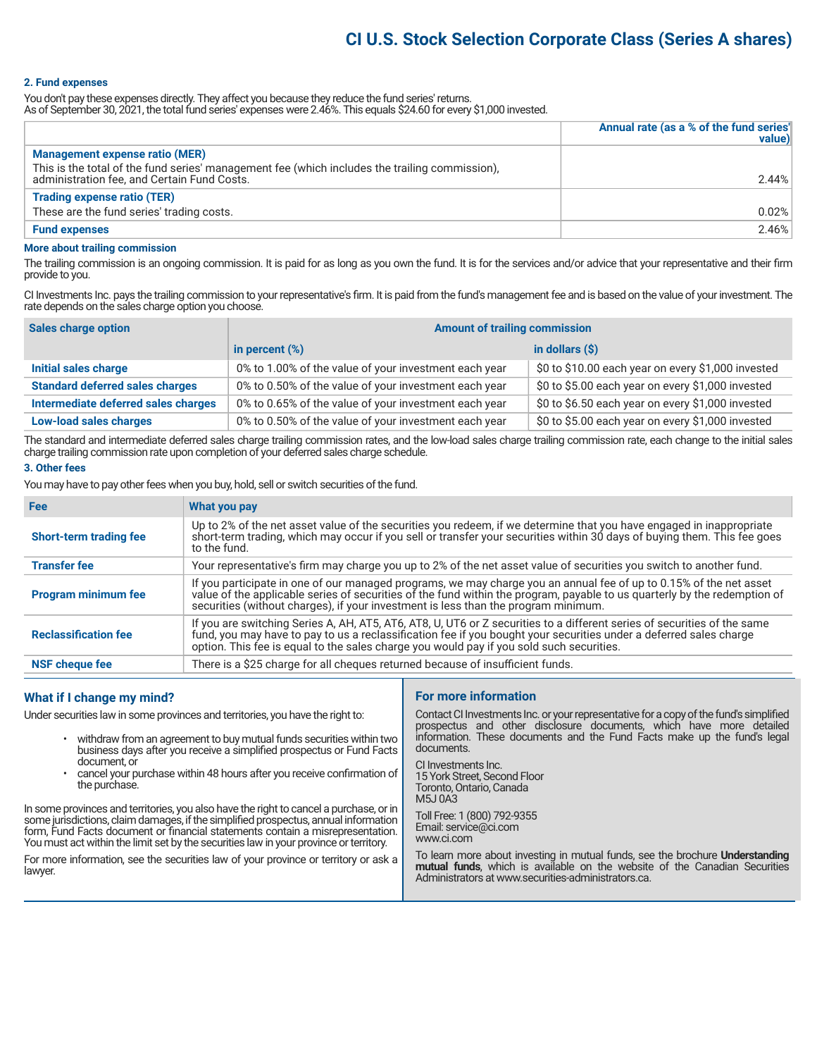# CI U.S. Stock Selection Corporate Class (Series A shares)

### 2. Fund expenses

You don't pay these expenses directly. They affect you because they reduce the fund series' returns.
As of September 30, 2021, the total fund series' expenses were 2.46%. This equals $24.60 for every $1,000 invested.

| | Annual rate (as a % of the fund series' value) |
|---|---|
| **Management expense ratio (MER)**<br>This is the total of the fund series' management fee (which includes the trailing commission), administration fee, and Certain Fund Costs. | 2.44% |
| **Trading expense ratio (TER)**<br>These are the fund series' trading costs. | 0.02% |
| **Fund expenses** | 2.46% |

#### More about trailing commission

The trailing commission is an ongoing commission. It is paid for as long as you own the fund. It is for the services and/or advice that your representative and their firm provide to you.

CI Investments Inc. pays the trailing commission to your representative's firm. It is paid from the fund's management fee and is based on the value of your investment. The rate depends on the sales charge option you choose.

| Sales charge option | Amount of trailing commission | |
|---|---|---|
| | in percent (%) | in dollars ($) |
| Initial sales charge | 0% to 1.00% of the value of your investment each year | $0 to $10.00 each year on every $1,000 invested |
| Standard deferred sales charges | 0% to 0.50% of the value of your investment each year | $0 to $5.00 each year on every $1,000 invested |
| Intermediate deferred sales charges | 0% to 0.65% of the value of your investment each year | $0 to $6.50 each year on every $1,000 invested |
| Low-load sales charges | 0% to 0.50% of the value of your investment each year | $0 to $5.00 each year on every $1,000 invested |

The standard and intermediate deferred sales charge trailing commission rates, and the low-load sales charge trailing commission rate, each change to the initial sales charge trailing commission rate upon completion of your deferred sales charge schedule.

### 3. Other fees

You may have to pay other fees when you buy, hold, sell or switch securities of the fund.

| Fee | What you pay |
|---|---|
| Short-term trading fee | Up to 2% of the net asset value of the securities you redeem, if we determine that you have engaged in inappropriate short-term trading, which may occur if you sell or transfer your securities within 30 days of buying them. This fee goes to the fund. |
| Transfer fee | Your representative's firm may charge you up to 2% of the net asset value of securities you switch to another fund. |
| Program minimum fee | If you participate in one of our managed programs, we may charge you an annual fee of up to 0.15% of the net asset value of the applicable series of securities of the fund within the program, payable to us quarterly by the redemption of securities (without charges), if your investment is less than the program minimum. |
| Reclassification fee | If you are switching Series A, AH, AT5, AT6, AT8, U, UT6 or Z securities to a different series of securities of the same fund, you may have to pay to us a reclassification fee if you bought your securities under a deferred sales charge option. This fee is equal to the sales charge you would pay if you sold such securities. |
| NSF cheque fee | There is a $25 charge for all cheques returned because of insufficient funds. |

## What if I change my mind?

Under securities law in some provinces and territories, you have the right to:

- withdraw from an agreement to buy mutual funds securities within two business days after you receive a simplified prospectus or Fund Facts document, or
- cancel your purchase within 48 hours after you receive confirmation of the purchase.

In some provinces and territories, you also have the right to cancel a purchase, or in some jurisdictions, claim damages, if the simplified prospectus, annual information form, Fund Facts document or financial statements contain a misrepresentation. You must act within the limit set by the securities law in your province or territory.

For more information, see the securities law of your province or territory or ask a lawyer.

## For more information

Contact CI Investments Inc. or your representative for a copy of the fund's simplified prospectus and other disclosure documents, which have more detailed information. These documents and the Fund Facts make up the fund's legal documents.

CI Investments Inc.
15 York Street, Second Floor
Toronto, Ontario, Canada
M5J 0A3

Toll Free: 1 (800) 792-9355
Email: service@ci.com
www.ci.com

To learn more about investing in mutual funds, see the brochure **Understanding mutual funds**, which is available on the website of the Canadian Securities Administrators at www.securities-administrators.ca.